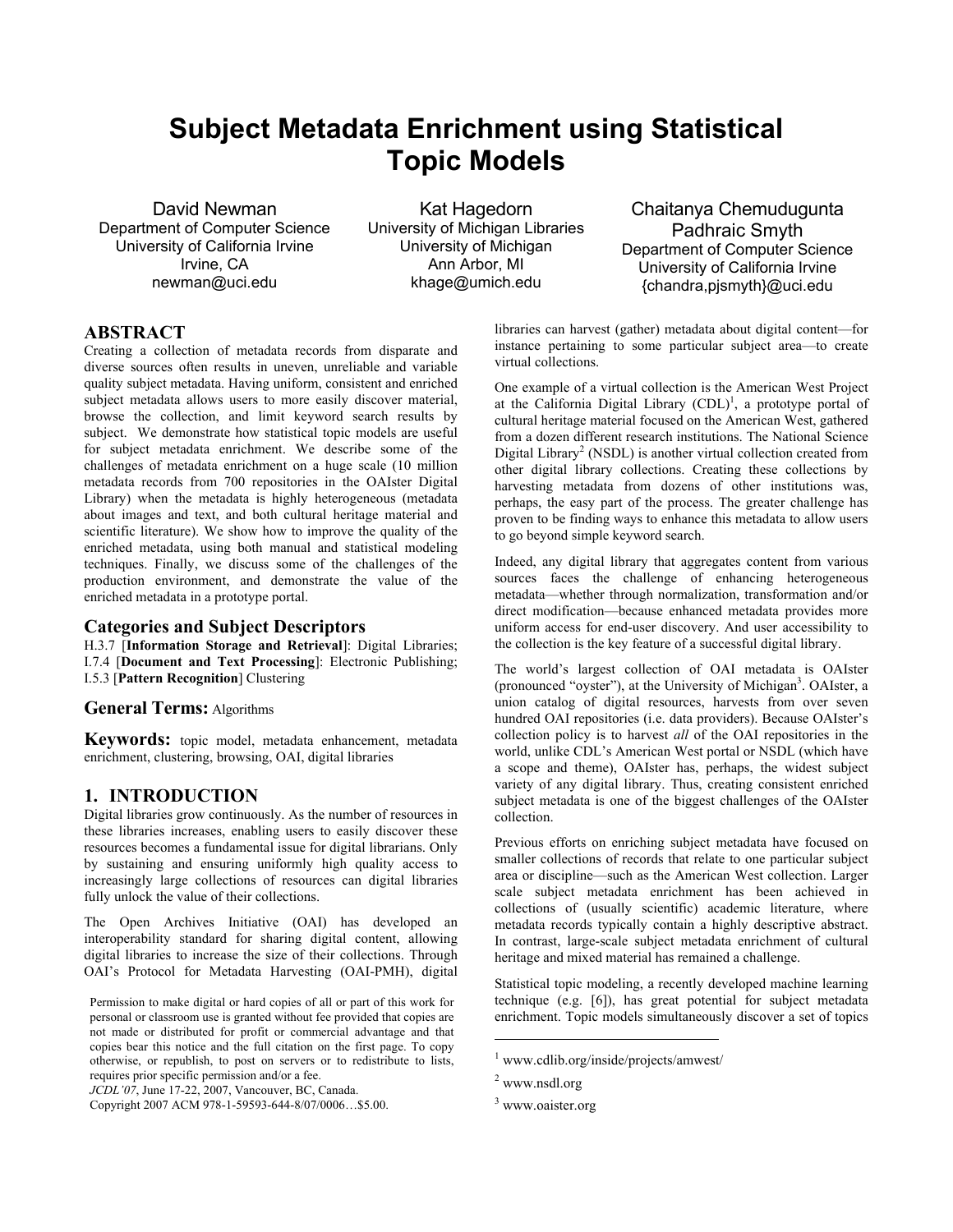# Subject Metadata Enrichment using Statistical Topic Models

David Newman
Department of Computer Science
University of California Irvine
Irvine, CA
newman@uci.edu

Kat Hagedorn
University of Michigan Libraries
University of Michigan
Ann Arbor, MI
khage@umich.edu

Chaitanya Chemudugunta
Padhraic Smyth
Department of Computer Science
University of California Irvine
{chandra,pjsmyth}@uci.edu

## ABSTRACT

Creating a collection of metadata records from disparate and diverse sources often results in uneven, unreliable and variable quality subject metadata. Having uniform, consistent and enriched subject metadata allows users to more easily discover material, browse the collection, and limit keyword search results by subject. We demonstrate how statistical topic models are useful for subject metadata enrichment. We describe some of the challenges of metadata enrichment on a huge scale (10 million metadata records from 700 repositories in the OAIster Digital Library) when the metadata is highly heterogeneous (metadata about images and text, and both cultural heritage material and scientific literature). We show how to improve the quality of the enriched metadata, using both manual and statistical modeling techniques. Finally, we discuss some of the challenges of the production environment, and demonstrate the value of the enriched metadata in a prototype portal.

### Categories and Subject Descriptors

H.3.7 [**Information Storage and Retrieval**]: Digital Libraries; I.7.4 [**Document and Text Processing**]: Electronic Publishing; I.5.3 [**Pattern Recognition**] Clustering

### General Terms: Algorithms

**Keywords:** topic model, metadata enhancement, metadata enrichment, clustering, browsing, OAI, digital libraries

## 1. INTRODUCTION

Digital libraries grow continuously. As the number of resources in these libraries increases, enabling users to easily discover these resources becomes a fundamental issue for digital librarians. Only by sustaining and ensuring uniformly high quality access to increasingly large collections of resources can digital libraries fully unlock the value of their collections.

The Open Archives Initiative (OAI) has developed an interoperability standard for sharing digital content, allowing digital libraries to increase the size of their collections. Through OAI's Protocol for Metadata Harvesting (OAI-PMH), digital libraries can harvest (gather) metadata about digital content—for instance pertaining to some particular subject area—to create virtual collections.

One example of a virtual collection is the American West Project at the California Digital Library (CDL)[1], a prototype portal of cultural heritage material focused on the American West, gathered from a dozen different research institutions. The National Science Digital Library[2] (NSDL) is another virtual collection created from other digital library collections. Creating these collections by harvesting metadata from dozens of other institutions was, perhaps, the easy part of the process. The greater challenge has proven to be finding ways to enhance this metadata to allow users to go beyond simple keyword search.

Indeed, any digital library that aggregates content from various sources faces the challenge of enhancing heterogeneous metadata—whether through normalization, transformation and/or direct modification—because enhanced metadata provides more uniform access for end-user discovery. And user accessibility to the collection is the key feature of a successful digital library.

The world's largest collection of OAI metadata is OAIster (pronounced "oyster"), at the University of Michigan[3]. OAIster, a union catalog of digital resources, harvests from over seven hundred OAI repositories (i.e. data providers). Because OAIster's collection policy is to harvest *all* of the OAI repositories in the world, unlike CDL's American West portal or NSDL (which have a scope and theme), OAIster has, perhaps, the widest subject variety of any digital library. Thus, creating consistent enriched subject metadata is one of the biggest challenges of the OAIster collection.

Previous efforts on enriching subject metadata have focused on smaller collections of records that relate to one particular subject area or discipline—such as the American West collection. Larger scale subject metadata enrichment has been achieved in collections of (usually scientific) academic literature, where metadata records typically contain a highly descriptive abstract. In contrast, large-scale subject metadata enrichment of cultural heritage and mixed material has remained a challenge.

Statistical topic modeling, a recently developed machine learning technique (e.g. [6]), has great potential for subject metadata enrichment. Topic models simultaneously discover a set of topics

Permission to make digital or hard copies of all or part of this work for personal or classroom use is granted without fee provided that copies are not made or distributed for profit or commercial advantage and that copies bear this notice and the full citation on the first page. To copy otherwise, or republish, to post on servers or to redistribute to lists, requires prior specific permission and/or a fee.
*JCDL'07*, June 17-22, 2007, Vancouver, BC, Canada.
Copyright 2007 ACM 978-1-59593-644-8/07/0006…$5.00.

[1] www.cdlib.org/inside/projects/amwest/

[2] www.nsdl.org

[3] www.oaister.org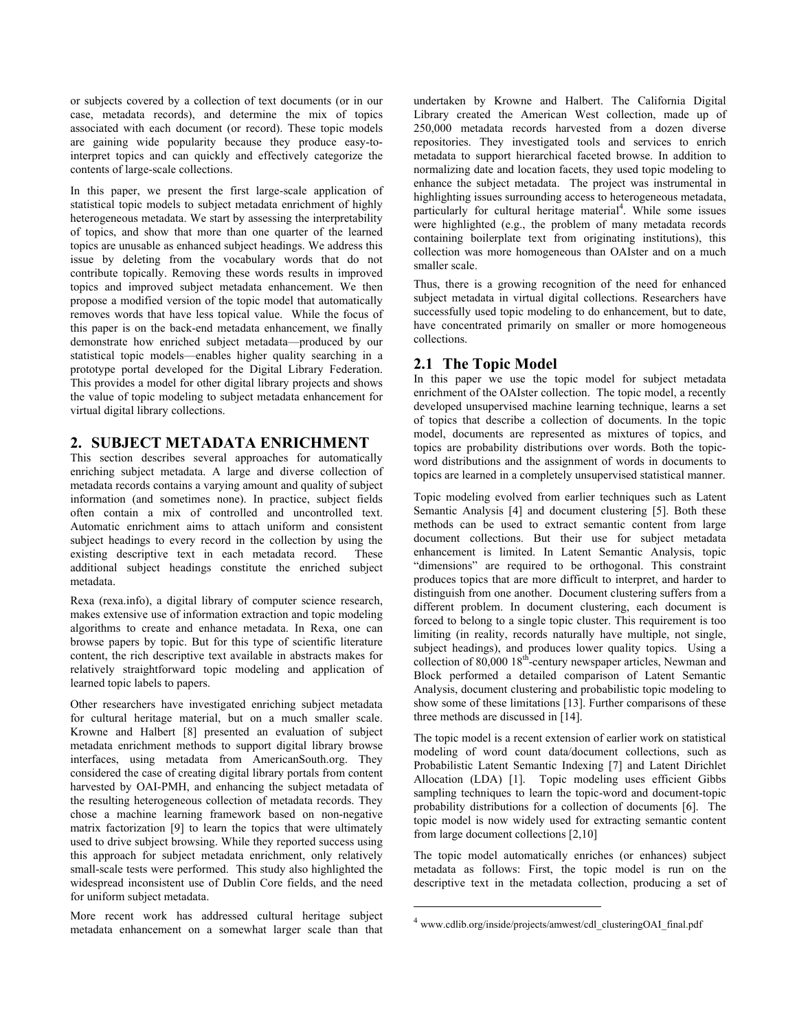or subjects covered by a collection of text documents (or in our case, metadata records), and determine the mix of topics associated with each document (or record). These topic models are gaining wide popularity because they produce easy-to-interpret topics and can quickly and effectively categorize the contents of large-scale collections.

In this paper, we present the first large-scale application of statistical topic models to subject metadata enrichment of highly heterogeneous metadata. We start by assessing the interpretability of topics, and show that more than one quarter of the learned topics are unusable as enhanced subject headings. We address this issue by deleting from the vocabulary words that do not contribute topically. Removing these words results in improved topics and improved subject metadata enhancement. We then propose a modified version of the topic model that automatically removes words that have less topical value. While the focus of this paper is on the back-end metadata enhancement, we finally demonstrate how enriched subject metadata—produced by our statistical topic models—enables higher quality searching in a prototype portal developed for the Digital Library Federation. This provides a model for other digital library projects and shows the value of topic modeling to subject metadata enhancement for virtual digital library collections.

## 2. SUBJECT METADATA ENRICHMENT

This section describes several approaches for automatically enriching subject metadata. A large and diverse collection of metadata records contains a varying amount and quality of subject information (and sometimes none). In practice, subject fields often contain a mix of controlled and uncontrolled text. Automatic enrichment aims to attach uniform and consistent subject headings to every record in the collection by using the existing descriptive text in each metadata record. These additional subject headings constitute the enriched subject metadata.

Rexa (rexa.info), a digital library of computer science research, makes extensive use of information extraction and topic modeling algorithms to create and enhance metadata. In Rexa, one can browse papers by topic. But for this type of scientific literature content, the rich descriptive text available in abstracts makes for relatively straightforward topic modeling and application of learned topic labels to papers.

Other researchers have investigated enriching subject metadata for cultural heritage material, but on a much smaller scale. Krowne and Halbert [8] presented an evaluation of subject metadata enrichment methods to support digital library browse interfaces, using metadata from AmericanSouth.org. They considered the case of creating digital library portals from content harvested by OAI-PMH, and enhancing the subject metadata of the resulting heterogeneous collection of metadata records. They chose a machine learning framework based on non-negative matrix factorization [9] to learn the topics that were ultimately used to drive subject browsing. While they reported success using this approach for subject metadata enrichment, only relatively small-scale tests were performed. This study also highlighted the widespread inconsistent use of Dublin Core fields, and the need for uniform subject metadata.

More recent work has addressed cultural heritage subject metadata enhancement on a somewhat larger scale than that undertaken by Krowne and Halbert. The California Digital Library created the American West collection, made up of 250,000 metadata records harvested from a dozen diverse repositories. They investigated tools and services to enrich metadata to support hierarchical faceted browse. In addition to normalizing date and location facets, they used topic modeling to enhance the subject metadata. The project was instrumental in highlighting issues surrounding access to heterogeneous metadata, particularly for cultural heritage material[4]. While some issues were highlighted (e.g., the problem of many metadata records containing boilerplate text from originating institutions), this collection was more homogeneous than OAIster and on a much smaller scale.

Thus, there is a growing recognition of the need for enhanced subject metadata in virtual digital collections. Researchers have successfully used topic modeling to do enhancement, but to date, have concentrated primarily on smaller or more homogeneous collections.

### 2.1 The Topic Model

In this paper we use the topic model for subject metadata enrichment of the OAIster collection. The topic model, a recently developed unsupervised machine learning technique, learns a set of topics that describe a collection of documents. In the topic model, documents are represented as mixtures of topics, and topics are probability distributions over words. Both the topic-word distributions and the assignment of words in documents to topics are learned in a completely unsupervised statistical manner.

Topic modeling evolved from earlier techniques such as Latent Semantic Analysis [4] and document clustering [5]. Both these methods can be used to extract semantic content from large document collections. But their use for subject metadata enhancement is limited. In Latent Semantic Analysis, topic "dimensions" are required to be orthogonal. This constraint produces topics that are more difficult to interpret, and harder to distinguish from one another. Document clustering suffers from a different problem. In document clustering, each document is forced to belong to a single topic cluster. This requirement is too limiting (in reality, records naturally have multiple, not single, subject headings), and produces lower quality topics. Using a collection of 80,000 18th-century newspaper articles, Newman and Block performed a detailed comparison of Latent Semantic Analysis, document clustering and probabilistic topic modeling to show some of these limitations [13]. Further comparisons of these three methods are discussed in [14].

The topic model is a recent extension of earlier work on statistical modeling of word count data/document collections, such as Probabilistic Latent Semantic Indexing [7] and Latent Dirichlet Allocation (LDA) [1]. Topic modeling uses efficient Gibbs sampling techniques to learn the topic-word and document-topic probability distributions for a collection of documents [6]. The topic model is now widely used for extracting semantic content from large document collections [2,10]

The topic model automatically enriches (or enhances) subject metadata as follows: First, the topic model is run on the descriptive text in the metadata collection, producing a set of

[4] www.cdlib.org/inside/projects/amwest/cdl_clusteringOAI_final.pdf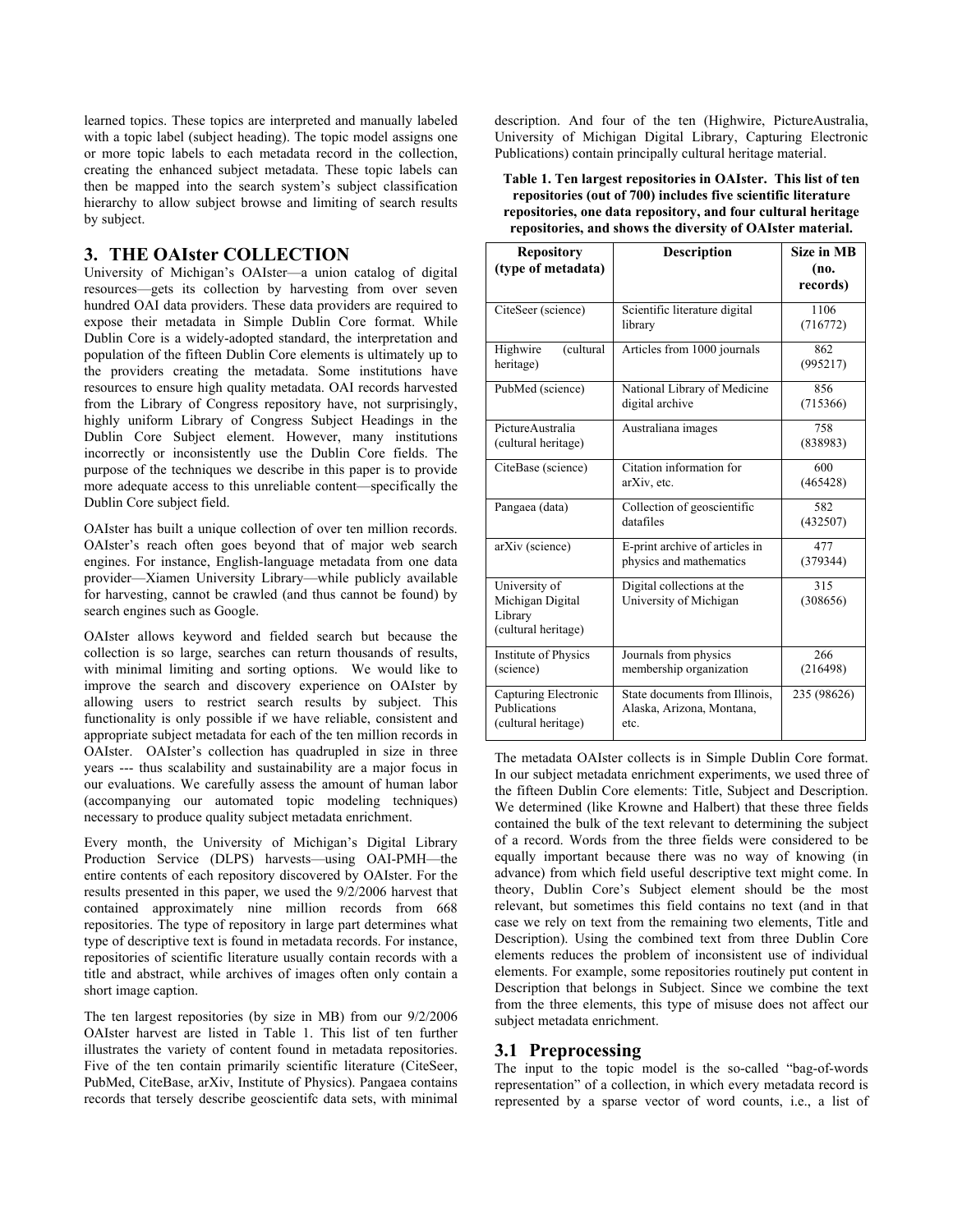learned topics. These topics are interpreted and manually labeled with a topic label (subject heading). The topic model assigns one or more topic labels to each metadata record in the collection, creating the enhanced subject metadata. These topic labels can then be mapped into the search system's subject classification hierarchy to allow subject browse and limiting of search results by subject.

## 3. THE OAIster COLLECTION

University of Michigan's OAIster—a union catalog of digital resources—gets its collection by harvesting from over seven hundred OAI data providers. These data providers are required to expose their metadata in Simple Dublin Core format. While Dublin Core is a widely-adopted standard, the interpretation and population of the fifteen Dublin Core elements is ultimately up to the providers creating the metadata. Some institutions have resources to ensure high quality metadata. OAI records harvested from the Library of Congress repository have, not surprisingly, highly uniform Library of Congress Subject Headings in the Dublin Core Subject element. However, many institutions incorrectly or inconsistently use the Dublin Core fields. The purpose of the techniques we describe in this paper is to provide more adequate access to this unreliable content—specifically the Dublin Core subject field.

OAIster has built a unique collection of over ten million records. OAIster's reach often goes beyond that of major web search engines. For instance, English-language metadata from one data provider—Xiamen University Library—while publicly available for harvesting, cannot be crawled (and thus cannot be found) by search engines such as Google.

OAIster allows keyword and fielded search but because the collection is so large, searches can return thousands of results, with minimal limiting and sorting options. We would like to improve the search and discovery experience on OAIster by allowing users to restrict search results by subject. This functionality is only possible if we have reliable, consistent and appropriate subject metadata for each of the ten million records in OAIster. OAIster's collection has quadrupled in size in three years --- thus scalability and sustainability are a major focus in our evaluations. We carefully assess the amount of human labor (accompanying our automated topic modeling techniques) necessary to produce quality subject metadata enrichment.

Every month, the University of Michigan's Digital Library Production Service (DLPS) harvests—using OAI-PMH—the entire contents of each repository discovered by OAIster. For the results presented in this paper, we used the 9/2/2006 harvest that contained approximately nine million records from 668 repositories. The type of repository in large part determines what type of descriptive text is found in metadata records. For instance, repositories of scientific literature usually contain records with a title and abstract, while archives of images often only contain a short image caption.

The ten largest repositories (by size in MB) from our 9/2/2006 OAIster harvest are listed in Table 1. This list of ten further illustrates the variety of content found in metadata repositories. Five of the ten contain primarily scientific literature (CiteSeer, PubMed, CiteBase, arXiv, Institute of Physics). Pangaea contains records that tersely describe geoscientifc data sets, with minimal description. And four of the ten (Highwire, PictureAustralia, University of Michigan Digital Library, Capturing Electronic Publications) contain principally cultural heritage material.

**Table 1. Ten largest repositories in OAIster. This list of ten repositories (out of 700) includes five scientific literature repositories, one data repository, and four cultural heritage repositories, and shows the diversity of OAIster material.**

| Repository (type of metadata) | Description | Size in MB (no. records) |
|---|---|---|
| CiteSeer (science) | Scientific literature digital library | 1106 (716772) |
| Highwire (cultural heritage) | Articles from 1000 journals | 862 (995217) |
| PubMed (science) | National Library of Medicine digital archive | 856 (715366) |
| PictureAustralia (cultural heritage) | Australiana images | 758 (838983) |
| CiteBase (science) | Citation information for arXiv, etc. | 600 (465428) |
| Pangaea (data) | Collection of geoscientific datafiles | 582 (432507) |
| arXiv (science) | E-print archive of articles in physics and mathematics | 477 (379344) |
| University of Michigan Digital Library (cultural heritage) | Digital collections at the University of Michigan | 315 (308656) |
| Institute of Physics (science) | Journals from physics membership organization | 266 (216498) |
| Capturing Electronic Publications (cultural heritage) | State documents from Illinois, Alaska, Arizona, Montana, etc. | 235 (98626) |

The metadata OAIster collects is in Simple Dublin Core format. In our subject metadata enrichment experiments, we used three of the fifteen Dublin Core elements: Title, Subject and Description. We determined (like Krowne and Halbert) that these three fields contained the bulk of the text relevant to determining the subject of a record. Words from the three fields were considered to be equally important because there was no way of knowing (in advance) from which field useful descriptive text might come. In theory, Dublin Core's Subject element should be the most relevant, but sometimes this field contains no text (and in that case we rely on text from the remaining two elements, Title and Description). Using the combined text from three Dublin Core elements reduces the problem of inconsistent use of individual elements. For example, some repositories routinely put content in Description that belongs in Subject. Since we combine the text from the three elements, this type of misuse does not affect our subject metadata enrichment.

### 3.1 Preprocessing

The input to the topic model is the so-called "bag-of-words representation" of a collection, in which every metadata record is represented by a sparse vector of word counts, i.e., a list of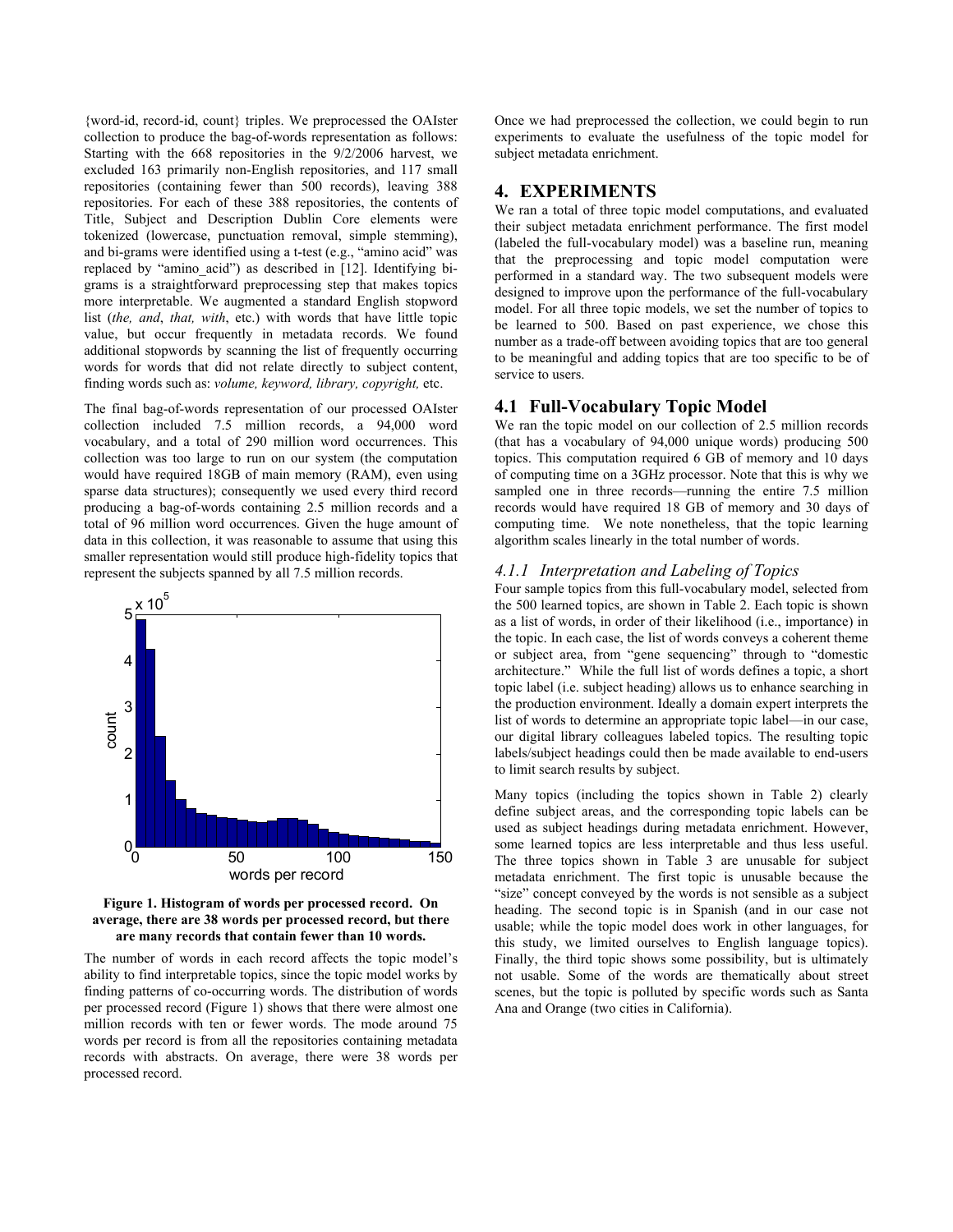{word-id, record-id, count} triples. We preprocessed the OAIster collection to produce the bag-of-words representation as follows: Starting with the 668 repositories in the 9/2/2006 harvest, we excluded 163 primarily non-English repositories, and 117 small repositories (containing fewer than 500 records), leaving 388 repositories. For each of these 388 repositories, the contents of Title, Subject and Description Dublin Core elements were tokenized (lowercase, punctuation removal, simple stemming), and bi-grams were identified using a t-test (e.g., "amino acid" was replaced by "amino_acid") as described in [12]. Identifying bi-grams is a straightforward preprocessing step that makes topics more interpretable. We augmented a standard English stopword list (*the, and*, *that, with*, etc.) with words that have little topic value, but occur frequently in metadata records. We found additional stopwords by scanning the list of frequently occurring words for words that did not relate directly to subject content, finding words such as: *volume, keyword, library, copyright,* etc.

The final bag-of-words representation of our processed OAIster collection included 7.5 million records, a 94,000 word vocabulary, and a total of 290 million word occurrences. This collection was too large to run on our system (the computation would have required 18GB of main memory (RAM), even using sparse data structures); consequently we used every third record producing a bag-of-words containing 2.5 million records and a total of 96 million word occurrences. Given the huge amount of data in this collection, it was reasonable to assume that using this smaller representation would still produce high-fidelity topics that represent the subjects spanned by all 7.5 million records.

**Figure 1. Histogram of words per processed record. On average, there are 38 words per processed record, but there are many records that contain fewer than 10 words.**

The number of words in each record affects the topic model's ability to find interpretable topics, since the topic model works by finding patterns of co-occurring words. The distribution of words per processed record (Figure 1) shows that there were almost one million records with ten or fewer words. The mode around 75 words per record is from all the repositories containing metadata records with abstracts. On average, there were 38 words per processed record.

Once we had preprocessed the collection, we could begin to run experiments to evaluate the usefulness of the topic model for subject metadata enrichment.

## 4. EXPERIMENTS

We ran a total of three topic model computations, and evaluated their subject metadata enrichment performance. The first model (labeled the full-vocabulary model) was a baseline run, meaning that the preprocessing and topic model computation were performed in a standard way. The two subsequent models were designed to improve upon the performance of the full-vocabulary model. For all three topic models, we set the number of topics to be learned to 500. Based on past experience, we chose this number as a trade-off between avoiding topics that are too general to be meaningful and adding topics that are too specific to be of service to users.

### 4.1 Full-Vocabulary Topic Model

We ran the topic model on our collection of 2.5 million records (that has a vocabulary of 94,000 unique words) producing 500 topics. This computation required 6 GB of memory and 10 days of computing time on a 3GHz processor. Note that this is why we sampled one in three records—running the entire 7.5 million records would have required 18 GB of memory and 30 days of computing time. We note nonetheless, that the topic learning algorithm scales linearly in the total number of words.

#### *4.1.1 Interpretation and Labeling of Topics*

Four sample topics from this full-vocabulary model, selected from the 500 learned topics, are shown in Table 2. Each topic is shown as a list of words, in order of their likelihood (i.e., importance) in the topic. In each case, the list of words conveys a coherent theme or subject area, from "gene sequencing" through to "domestic architecture." While the full list of words defines a topic, a short topic label (i.e. subject heading) allows us to enhance searching in the production environment. Ideally a domain expert interprets the list of words to determine an appropriate topic label—in our case, our digital library colleagues labeled topics. The resulting topic labels/subject headings could then be made available to end-users to limit search results by subject.

Many topics (including the topics shown in Table 2) clearly define subject areas, and the corresponding topic labels can be used as subject headings during metadata enrichment. However, some learned topics are less interpretable and thus less useful. The three topics shown in Table 3 are unusable for subject metadata enrichment. The first topic is unusable because the "size" concept conveyed by the words is not sensible as a subject heading. The second topic is in Spanish (and in our case not usable; while the topic model does work in other languages, for this study, we limited ourselves to English language topics). Finally, the third topic shows some possibility, but is ultimately not usable. Some of the words are thematically about street scenes, but the topic is polluted by specific words such as Santa Ana and Orange (two cities in California).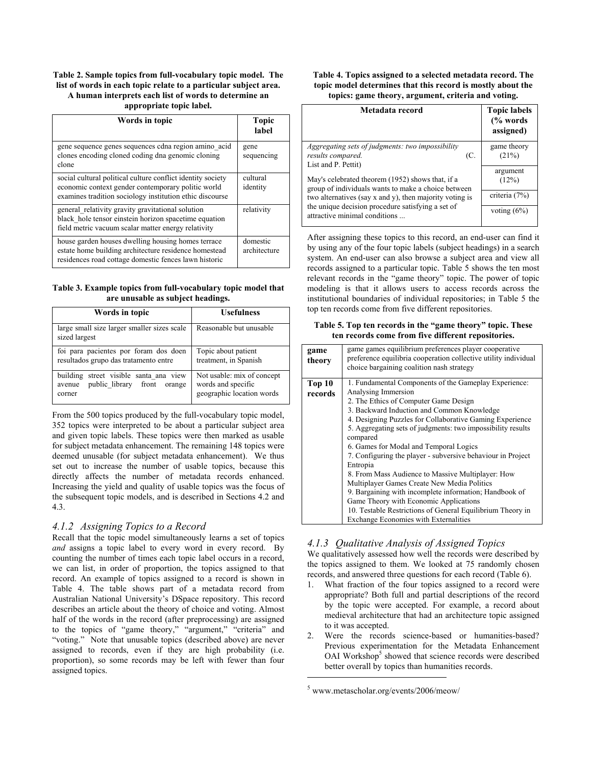**Table 2. Sample topics from full-vocabulary topic model. The list of words in each topic relate to a particular subject area. A human interprets each list of words to determine an appropriate topic label.**

| Words in topic | Topic label |
|---|---|
| gene sequence genes sequences cdna region amino_acid clones encoding cloned coding dna genomic cloning clone | gene sequencing |
| social cultural political culture conflict identity society economic context gender contemporary politic world examines tradition sociology institution ethic discourse | cultural identity |
| general_relativity gravity gravitational solution black_hole tensor einstein horizon spacetime equation field metric vacuum scalar matter energy relativity | relativity |
| house garden houses dwelling housing homes terrace estate home building architecture residence homestead residences road cottage domestic fences lawn historic | domestic architecture |

**Table 3. Example topics from full-vocabulary topic model that are unusable as subject headings.**

| Words in topic | Usefulness |
|---|---|
| large small size larger smaller sizes scale sized largest | Reasonable but unusable |
| foi para pacientes por foram dos doen resultados grupo das tratamento entre | Topic about patient treatment, in Spanish |
| building street visible santa_ana view avenue public_library front orange corner | Not usable: mix of concept words and specific geographic location words |

From the 500 topics produced by the full-vocabulary topic model, 352 topics were interpreted to be about a particular subject area and given topic labels. These topics were then marked as usable for subject metadata enhancement. The remaining 148 topics were deemed unusable (for subject metadata enhancement). We thus set out to increase the number of usable topics, because this directly affects the number of metadata records enhanced. Increasing the yield and quality of usable topics was the focus of the subsequent topic models, and is described in Sections 4.2 and 4.3.

### *4.1.2 Assigning Topics to a Record*

Recall that the topic model simultaneously learns a set of topics *and* assigns a topic label to every word in every record. By counting the number of times each topic label occurs in a record, we can list, in order of proportion, the topics assigned to that record. An example of topics assigned to a record is shown in Table 4. The table shows part of a metadata record from Australian National University's DSpace repository. This record describes an article about the theory of choice and voting. Almost half of the words in the record (after preprocessing) are assigned to the topics of "game theory," "argument," "criteria" and "voting." Note that unusable topics (described above) are never assigned to records, even if they are high probability (i.e. proportion), so some records may be left with fewer than four assigned topics.

**Table 4. Topics assigned to a selected metadata record. The topic model determines that this record is mostly about the topics: game theory, argument, criteria and voting.**

| Metadata record | Topic labels (% words assigned) |
|---|---|
| *Aggregating sets of judgments: two impossibility results compared.* (C. List and P. Pettit) May's celebrated theorem (1952) shows that, if a group of individuals wants to make a choice between two alternatives (say x and y), then majority voting is the unique decision procedure satisfying a set of attractive minimal conditions ... | game theory (21%) |
| | argument (12%) |
| | criteria (7%) |
| | voting (6%) |

After assigning these topics to this record, an end-user can find it by using any of the four topic labels (subject headings) in a search system. An end-user can also browse a subject area and view all records assigned to a particular topic. Table 5 shows the ten most relevant records in the "game theory" topic. The power of topic modeling is that it allows users to access records across the institutional boundaries of individual repositories; in Table 5 the top ten records come from five different repositories.

**Table 5. Top ten records in the "game theory" topic. These ten records come from five different repositories.**

| | |
|---|---|
| **game theory** | game games equilibrium preferences player cooperative preference equilibria cooperation collective utility individual choice bargaining coalition nash strategy |
| **Top 10 records** | 1. Fundamental Components of the Gameplay Experience: Analysing Immersion<br>2. The Ethics of Computer Game Design<br>3. Backward Induction and Common Knowledge<br>4. Designing Puzzles for Collaborative Gaming Experience<br>5. Aggregating sets of judgments: two impossibility results compared<br>6. Games for Modal and Temporal Logics<br>7. Configuring the player - subversive behaviour in Project Entropia<br>8. From Mass Audience to Massive Multiplayer: How Multiplayer Games Create New Media Politics<br>9. Bargaining with incomplete information; Handbook of Game Theory with Economic Applications<br>10. Testable Restrictions of General Equilibrium Theory in Exchange Economies with Externalities |

### *4.1.3 Qualitative Analysis of Assigned Topics*

We qualitatively assessed how well the records were described by the topics assigned to them. We looked at 75 randomly chosen records, and answered three questions for each record (Table 6).

1. What fraction of the four topics assigned to a record were appropriate? Both full and partial descriptions of the record by the topic were accepted. For example, a record about medieval architecture that had an architecture topic assigned to it was accepted.
2. Were the records science-based or humanities-based? Previous experimentation for the Metadata Enhancement OAI Workshop[5] showed that science records were described better overall by topics than humanities records.

[5] www.metascholar.org/events/2006/meow/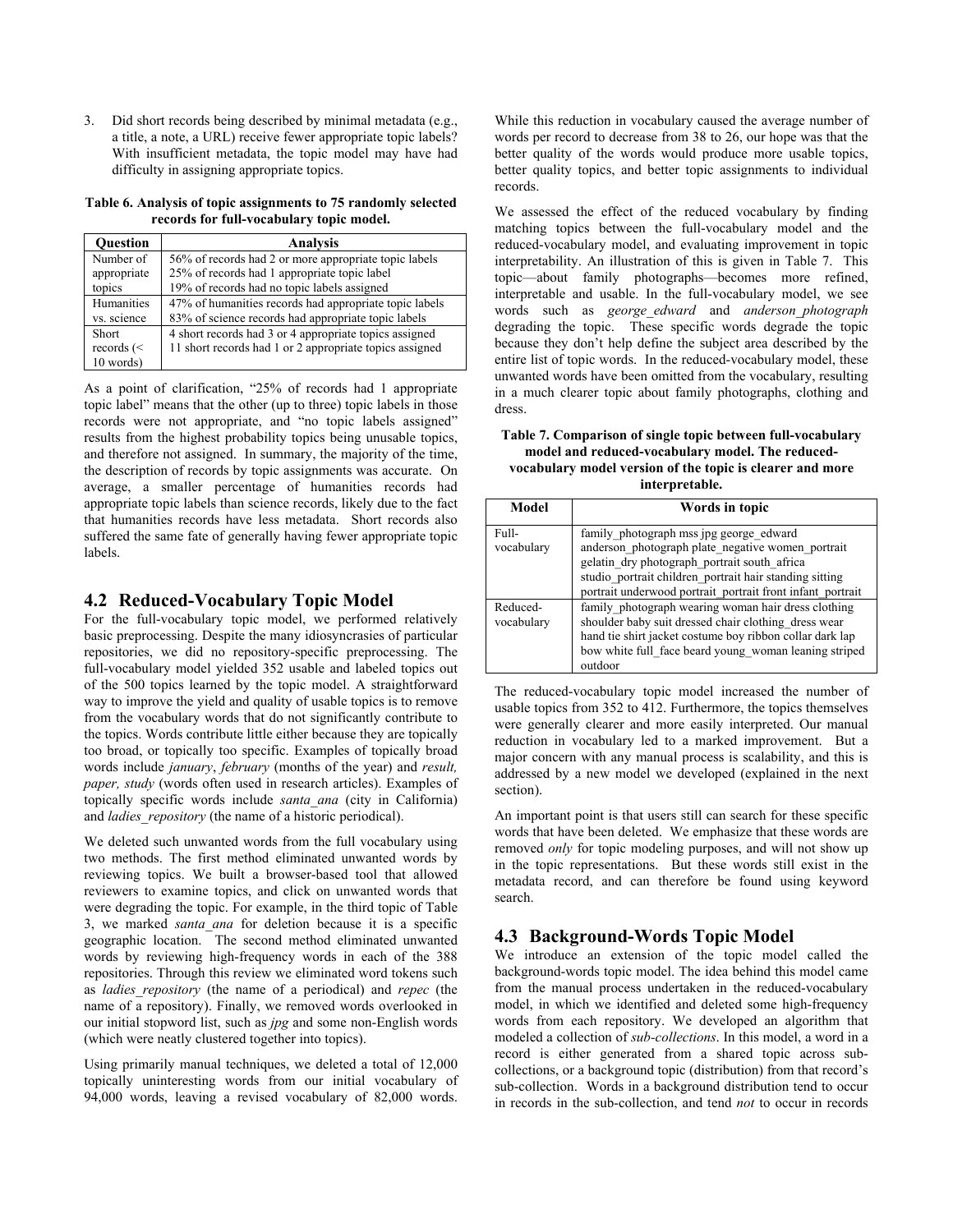3. Did short records being described by minimal metadata (e.g., a title, a note, a URL) receive fewer appropriate topic labels? With insufficient metadata, the topic model may have had difficulty in assigning appropriate topics.

**Table 6. Analysis of topic assignments to 75 randomly selected records for full-vocabulary topic model.**

| Question | Analysis |
| --- | --- |
| Number of appropriate topics | 56% of records had 2 or more appropriate topic labels<br>25% of records had 1 appropriate topic label<br>19% of records had no topic labels assigned |
| Humanities vs. science | 47% of humanities records had appropriate topic labels<br>83% of science records had appropriate topic labels |
| Short records (< 10 words) | 4 short records had 3 or 4 appropriate topics assigned<br>11 short records had 1 or 2 appropriate topics assigned |

As a point of clarification, "25% of records had 1 appropriate topic label" means that the other (up to three) topic labels in those records were not appropriate, and "no topic labels assigned" results from the highest probability topics being unusable topics, and therefore not assigned. In summary, the majority of the time, the description of records by topic assignments was accurate. On average, a smaller percentage of humanities records had appropriate topic labels than science records, likely due to the fact that humanities records have less metadata. Short records also suffered the same fate of generally having fewer appropriate topic labels.

## 4.2 Reduced-Vocabulary Topic Model

For the full-vocabulary topic model, we performed relatively basic preprocessing. Despite the many idiosyncrasies of particular repositories, we did no repository-specific preprocessing. The full-vocabulary model yielded 352 usable and labeled topics out of the 500 topics learned by the topic model. A straightforward way to improve the yield and quality of usable topics is to remove from the vocabulary words that do not significantly contribute to the topics. Words contribute little either because they are topically too broad, or topically too specific. Examples of topically broad words include *january*, *february* (months of the year) and *result, paper, study* (words often used in research articles). Examples of topically specific words include *santa_ana* (city in California) and *ladies_repository* (the name of a historic periodical).

We deleted such unwanted words from the full vocabulary using two methods. The first method eliminated unwanted words by reviewing topics. We built a browser-based tool that allowed reviewers to examine topics, and click on unwanted words that were degrading the topic. For example, in the third topic of Table 3, we marked *santa_ana* for deletion because it is a specific geographic location. The second method eliminated unwanted words by reviewing high-frequency words in each of the 388 repositories. Through this review we eliminated word tokens such as *ladies_repository* (the name of a periodical) and *repec* (the name of a repository). Finally, we removed words overlooked in our initial stopword list, such as *jpg* and some non-English words (which were neatly clustered together into topics).

Using primarily manual techniques, we deleted a total of 12,000 topically uninteresting words from our initial vocabulary of 94,000 words, leaving a revised vocabulary of 82,000 words. While this reduction in vocabulary caused the average number of words per record to decrease from 38 to 26, our hope was that the better quality of the words would produce more usable topics, better quality topics, and better topic assignments to individual records.

We assessed the effect of the reduced vocabulary by finding matching topics between the full-vocabulary model and the reduced-vocabulary model, and evaluating improvement in topic interpretability. An illustration of this is given in Table 7. This topic—about family photographs—becomes more refined, interpretable and usable. In the full-vocabulary model, we see words such as *george_edward* and *anderson_photograph* degrading the topic. These specific words degrade the topic because they don't help define the subject area described by the entire list of topic words. In the reduced-vocabulary model, these unwanted words have been omitted from the vocabulary, resulting in a much clearer topic about family photographs, clothing and dress.

**Table 7. Comparison of single topic between full-vocabulary model and reduced-vocabulary model. The reduced-vocabulary model version of the topic is clearer and more interpretable.**

| Model | Words in topic |
| --- | --- |
| Full-vocabulary | family_photograph mss jpg george_edward anderson_photograph plate_negative women_portrait gelatin_dry photograph_portrait south_africa studio_portrait children_portrait hair standing sitting portrait underwood portrait_portrait front infant_portrait |
| Reduced-vocabulary | family_photograph wearing woman hair dress clothing shoulder baby suit dressed chair clothing_dress wear hand tie shirt jacket costume boy ribbon collar dark lap bow white full_face beard young_woman leaning striped outdoor |

The reduced-vocabulary topic model increased the number of usable topics from 352 to 412. Furthermore, the topics themselves were generally clearer and more easily interpreted. Our manual reduction in vocabulary led to a marked improvement. But a major concern with any manual process is scalability, and this is addressed by a new model we developed (explained in the next section).

An important point is that users still can search for these specific words that have been deleted. We emphasize that these words are removed *only* for topic modeling purposes, and will not show up in the topic representations. But these words still exist in the metadata record, and can therefore be found using keyword search.

## 4.3 Background-Words Topic Model

We introduce an extension of the topic model called the background-words topic model. The idea behind this model came from the manual process undertaken in the reduced-vocabulary model, in which we identified and deleted some high-frequency words from each repository. We developed an algorithm that modeled a collection of *sub-collections*. In this model, a word in a record is either generated from a shared topic across sub-collections, or a background topic (distribution) from that record's sub-collection. Words in a background distribution tend to occur in records in the sub-collection, and tend *not* to occur in records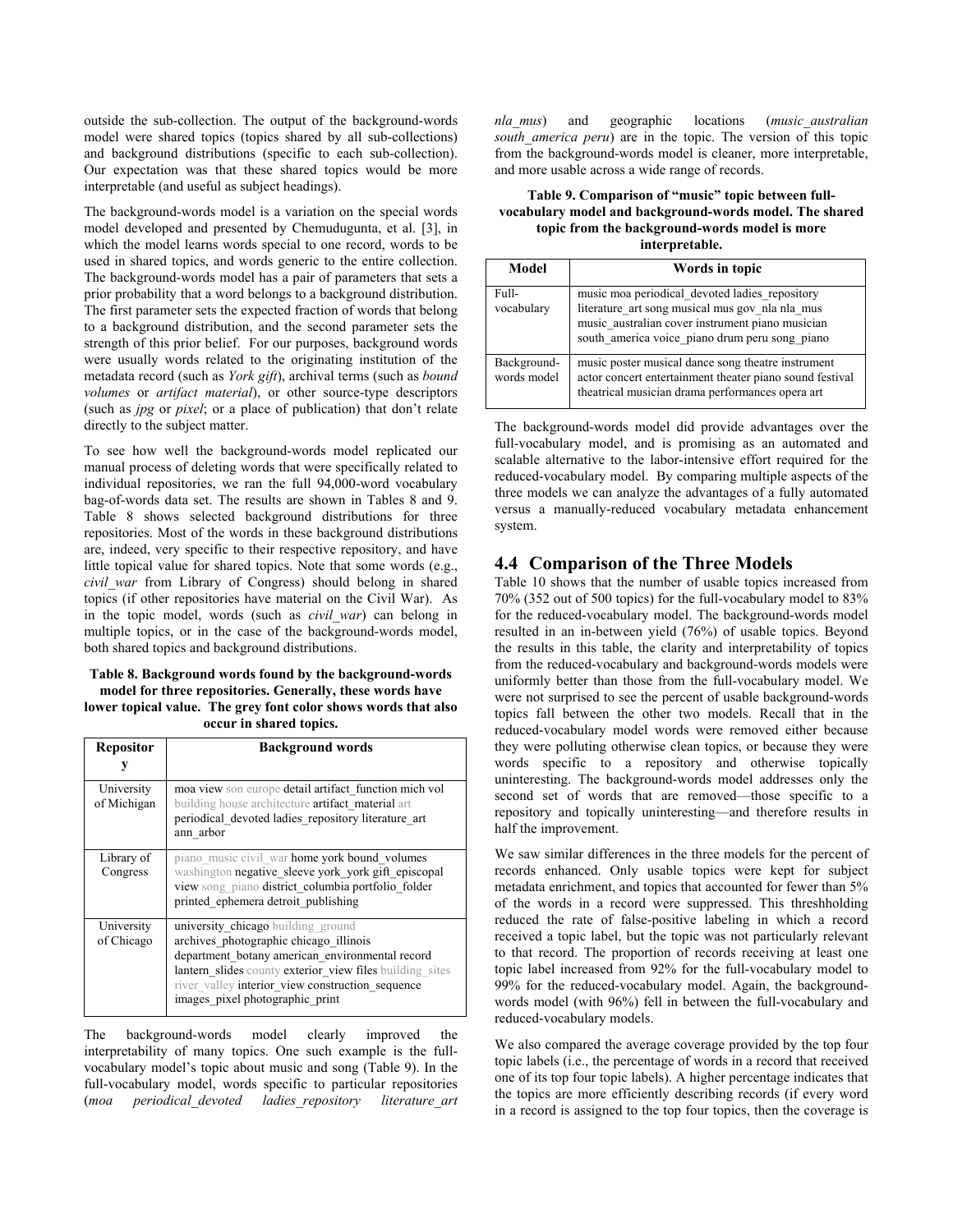outside the sub-collection. The output of the background-words model were shared topics (topics shared by all sub-collections) and background distributions (specific to each sub-collection). Our expectation was that these shared topics would be more interpretable (and useful as subject headings).

The background-words model is a variation on the special words model developed and presented by Chemudugunta, et al. [3], in which the model learns words special to one record, words to be used in shared topics, and words generic to the entire collection. The background-words model has a pair of parameters that sets a prior probability that a word belongs to a background distribution. The first parameter sets the expected fraction of words that belong to a background distribution, and the second parameter sets the strength of this prior belief. For our purposes, background words were usually words related to the originating institution of the metadata record (such as *York gift*), archival terms (such as *bound volumes* or *artifact material*), or other source-type descriptors (such as *jpg* or *pixel*; or a place of publication) that don't relate directly to the subject matter.

To see how well the background-words model replicated our manual process of deleting words that were specifically related to individual repositories, we ran the full 94,000-word vocabulary bag-of-words data set. The results are shown in Tables 8 and 9. Table 8 shows selected background distributions for three repositories. Most of the words in these background distributions are, indeed, very specific to their respective repository, and have little topical value for shared topics. Note that some words (e.g., *civil_war* from Library of Congress) should belong in shared topics (if other repositories have material on the Civil War). As in the topic model, words (such as *civil_war*) can belong in multiple topics, or in the case of the background-words model, both shared topics and background distributions.

**Table 8. Background words found by the background-words model for three repositories. Generally, these words have lower topical value. The grey font color shows words that also occur in shared topics.**

| Repository | Background words |
|---|---|
| University of Michigan | moa view son europe detail artifact_function mich vol building house architecture artifact_material art periodical_devoted ladies_repository literature_art ann_arbor |
| Library of Congress | piano_music civil_war home york bound_volumes washington negative_sleeve york_york gift_episcopal view song_piano district_columbia portfolio_folder printed_ephemera detroit_publishing |
| University of Chicago | university_chicago building_ground archives_photographic chicago_illinois department_botany american_environmental record lantern_slides county exterior_view files building_sites river_valley interior_view construction_sequence images_pixel photographic_print |

The background-words model clearly improved the interpretability of many topics. One such example is the full-vocabulary model's topic about music and song (Table 9). In the full-vocabulary model, words specific to particular repositories (*moa periodical_devoted ladies_repository literature_art nla_mus*) and geographic locations (*music_australian south_america peru*) are in the topic. The version of this topic from the background-words model is cleaner, more interpretable, and more usable across a wide range of records.

**Table 9. Comparison of "music" topic between full-vocabulary model and background-words model. The shared topic from the background-words model is more interpretable.**

| Model | Words in topic |
|---|---|
| Full-vocabulary | music moa periodical_devoted ladies_repository literature_art song musical mus gov_nla nla_mus music_australian cover instrument piano musician south_america voice_piano drum peru song_piano |
| Background-words model | music poster musical dance song theatre instrument actor concert entertainment theater piano sound festival theatrical musician drama performances opera art |

The background-words model did provide advantages over the full-vocabulary model, and is promising as an automated and scalable alternative to the labor-intensive effort required for the reduced-vocabulary model. By comparing multiple aspects of the three models we can analyze the advantages of a fully automated versus a manually-reduced vocabulary metadata enhancement system.

## 4.4 Comparison of the Three Models

Table 10 shows that the number of usable topics increased from 70% (352 out of 500 topics) for the full-vocabulary model to 83% for the reduced-vocabulary model. The background-words model resulted in an in-between yield (76%) of usable topics. Beyond the results in this table, the clarity and interpretability of topics from the reduced-vocabulary and background-words models were uniformly better than those from the full-vocabulary model. We were not surprised to see the percent of usable background-words topics fall between the other two models. Recall that in the reduced-vocabulary model words were removed either because they were polluting otherwise clean topics, or because they were words specific to a repository and otherwise topically uninteresting. The background-words model addresses only the second set of words that are removed—those specific to a repository and topically uninteresting—and therefore results in half the improvement.

We saw similar differences in the three models for the percent of records enhanced. Only usable topics were kept for subject metadata enrichment, and topics that accounted for fewer than 5% of the words in a record were suppressed. This threshholding reduced the rate of false-positive labeling in which a record received a topic label, but the topic was not particularly relevant to that record. The proportion of records receiving at least one topic label increased from 92% for the full-vocabulary model to 99% for the reduced-vocabulary model. Again, the background-words model (with 96%) fell in between the full-vocabulary and reduced-vocabulary models.

We also compared the average coverage provided by the top four topic labels (i.e., the percentage of words in a record that received one of its top four topic labels). A higher percentage indicates that the topics are more efficiently describing records (if every word in a record is assigned to the top four topics, then the coverage is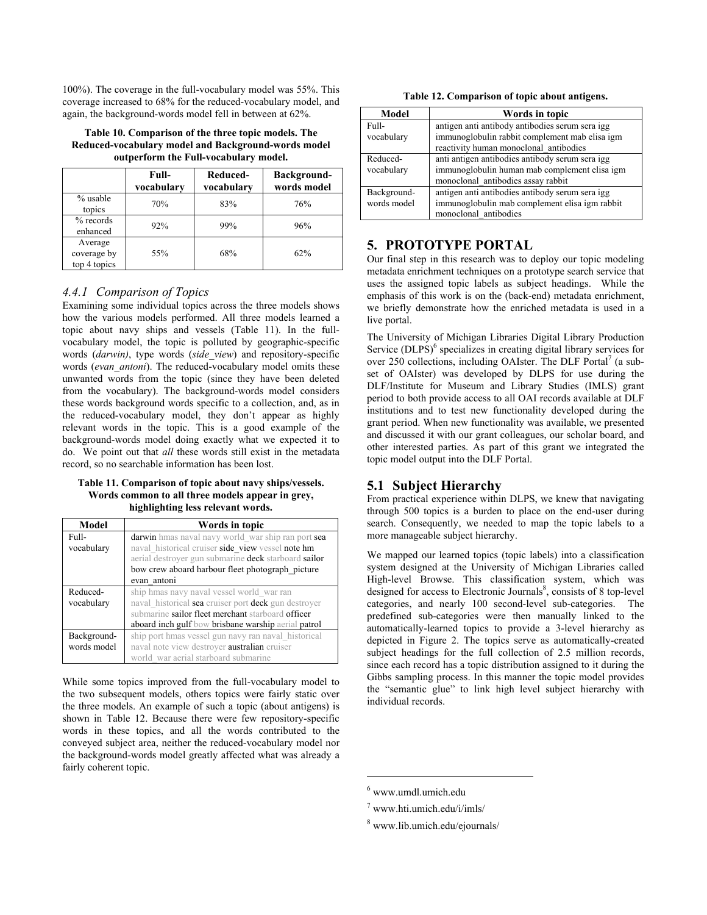100%). The coverage in the full-vocabulary model was 55%. This coverage increased to 68% for the reduced-vocabulary model, and again, the background-words model fell in between at 62%.

**Table 10. Comparison of the three topic models. The Reduced-vocabulary model and Background-words model outperform the Full-vocabulary model.**

| | Full-vocabulary | Reduced-vocabulary | Background-words model |
|---|---|---|---|
| % usable topics | 70% | 83% | 76% |
| % records enhanced | 92% | 99% | 96% |
| Average coverage by top 4 topics | 55% | 68% | 62% |

### 4.4.1 Comparison of Topics

Examining some individual topics across the three models shows how the various models performed. All three models learned a topic about navy ships and vessels (Table 11). In the full-vocabulary model, the topic is polluted by geographic-specific words (*darwin)*, type words (*side_view*) and repository-specific words (*evan_antoni*). The reduced-vocabulary model omits these unwanted words from the topic (since they have been deleted from the vocabulary). The background-words model considers these words background words specific to a collection, and, as in the reduced-vocabulary model, they don't appear as highly relevant words in the topic. This is a good example of the background-words model doing exactly what we expected it to do. We point out that *all* these words still exist in the metadata record, so no searchable information has been lost.

**Table 11. Comparison of topic about navy ships/vessels. Words common to all three models appear in grey, highlighting less relevant words.**

| Model | Words in topic |
|---|---|
| Full-vocabulary | darwin hmas naval navy world_war ship ran port sea naval_historical cruiser side_view vessel note hm aerial destroyer gun submarine deck starboard sailor bow crew aboard harbour fleet photograph_picture evan_antoni |
| Reduced-vocabulary | ship hmas navy naval vessel world_war ran naval_historical sea cruiser port deck gun destroyer submarine sailor fleet merchant starboard officer aboard inch gulf bow brisbane warship aerial patrol |
| Background-words model | ship port hmas vessel gun navy ran naval_historical naval note view destroyer australian cruiser world_war aerial starboard submarine |

While some topics improved from the full-vocabulary model to the two subsequent models, others topics were fairly static over the three models. An example of such a topic (about antigens) is shown in Table 12. Because there were few repository-specific words in these topics, and all the words contributed to the conveyed subject area, neither the reduced-vocabulary model nor the background-words model greatly affected what was already a fairly coherent topic.

**Table 12. Comparison of topic about antigens.**

| Model | Words in topic |
|---|---|
| Full-vocabulary | antigen anti antibody antibodies serum sera igg immunoglobulin rabbit complement mab elisa igm reactivity human monoclonal_antibodies |
| Reduced-vocabulary | anti antigen antibodies antibody serum sera igg immunoglobulin human mab complement elisa igm monoclonal_antibodies assay rabbit |
| Background-words model | antigen anti antibodies antibody serum sera igg immunoglobulin mab complement elisa igm rabbit monoclonal_antibodies |

## 5. PROTOTYPE PORTAL

Our final step in this research was to deploy our topic modeling metadata enrichment techniques on a prototype search service that uses the assigned topic labels as subject headings. While the emphasis of this work is on the (back-end) metadata enrichment, we briefly demonstrate how the enriched metadata is used in a live portal.

The University of Michigan Libraries Digital Library Production Service (DLPS)[6] specializes in creating digital library services for over 250 collections, including OAIster. The DLF Portal[7] (a sub-set of OAIster) was developed by DLPS for use during the DLF/Institute for Museum and Library Studies (IMLS) grant period to both provide access to all OAI records available at DLF institutions and to test new functionality developed during the grant period. When new functionality was available, we presented and discussed it with our grant colleagues, our scholar board, and other interested parties. As part of this grant we integrated the topic model output into the DLF Portal.

## 5.1 Subject Hierarchy

From practical experience within DLPS, we knew that navigating through 500 topics is a burden to place on the end-user during search. Consequently, we needed to map the topic labels to a more manageable subject hierarchy.

We mapped our learned topics (topic labels) into a classification system designed at the University of Michigan Libraries called High-level Browse. This classification system, which was designed for access to Electronic Journals[8], consists of 8 top-level categories, and nearly 100 second-level sub-categories. The predefined sub-categories were then manually linked to the automatically-learned topics to provide a 3-level hierarchy as depicted in Figure 2. The topics serve as automatically-created subject headings for the full collection of 2.5 million records, since each record has a topic distribution assigned to it during the Gibbs sampling process. In this manner the topic model provides the "semantic glue" to link high level subject hierarchy with individual records.

[6] www.umdl.umich.edu

[7] www.hti.umich.edu/i/imls/

[8] www.lib.umich.edu/ejournals/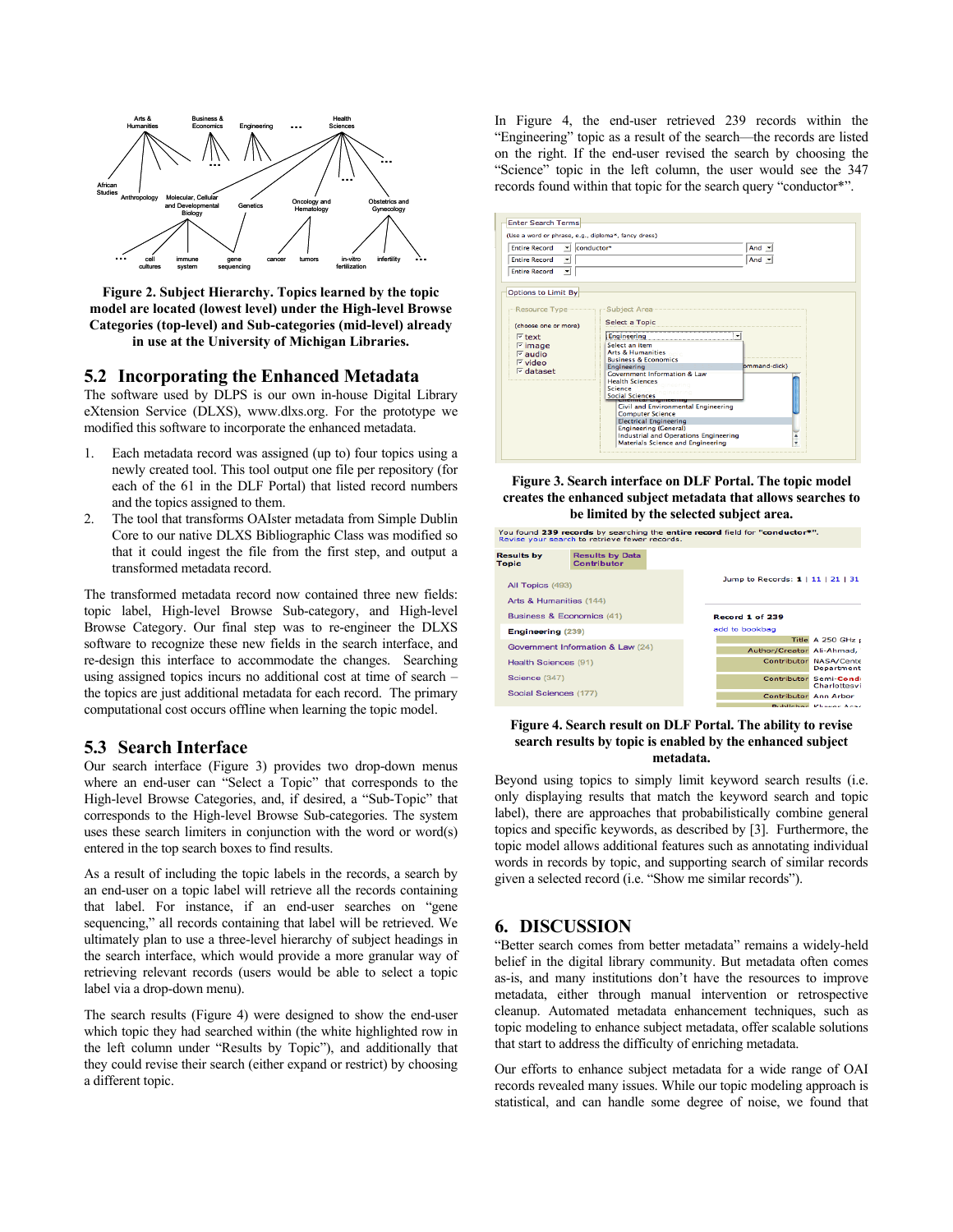Figure 2. Subject Hierarchy. Topics learned by the topic model are located (lowest level) under the High-level Browse Categories (top-level) and Sub-categories (mid-level) already in use at the University of Michigan Libraries.

## 5.2 Incorporating the Enhanced Metadata

The software used by DLPS is our own in-house Digital Library eXtension Service (DLXS), www.dlxs.org. For the prototype we modified this software to incorporate the enhanced metadata.

1. Each metadata record was assigned (up to) four topics using a newly created tool. This tool output one file per repository (for each of the 61 in the DLF Portal) that listed record numbers and the topics assigned to them.
2. The tool that transforms OAIster metadata from Simple Dublin Core to our native DLXS Bibliographic Class was modified so that it could ingest the file from the first step, and output a transformed metadata record.

The transformed metadata record now contained three new fields: topic label, High-level Browse Sub-category, and High-level Browse Category. Our final step was to re-engineer the DLXS software to recognize these new fields in the search interface, and re-design this interface to accommodate the changes. Searching using assigned topics incurs no additional cost at time of search – the topics are just additional metadata for each record. The primary computational cost occurs offline when learning the topic model.

## 5.3 Search Interface

Our search interface (Figure 3) provides two drop-down menus where an end-user can "Select a Topic" that corresponds to the High-level Browse Categories, and, if desired, a "Sub-Topic" that corresponds to the High-level Browse Sub-categories. The system uses these search limiters in conjunction with the word or word(s) entered in the top search boxes to find results.

As a result of including the topic labels in the records, a search by an end-user on a topic label will retrieve all the records containing that label. For instance, if an end-user searches on "gene sequencing," all records containing that label will be retrieved. We ultimately plan to use a three-level hierarchy of subject headings in the search interface, which would provide a more granular way of retrieving relevant records (users would be able to select a topic label via a drop-down menu).

The search results (Figure 4) were designed to show the end-user which topic they had searched within (the white highlighted row in the left column under "Results by Topic"), and additionally that they could revise their search (either expand or restrict) by choosing a different topic.

In Figure 4, the end-user retrieved 239 records within the "Engineering" topic as a result of the search—the records are listed on the right. If the end-user revised the search by choosing the "Science" topic in the left column, the user would see the 347 records found within that topic for the search query "conductor*".

Figure 3. Search interface on DLF Portal. The topic model creates the enhanced subject metadata that allows searches to be limited by the selected subject area.

Figure 4. Search result on DLF Portal. The ability to revise search results by topic is enabled by the enhanced subject metadata.

Beyond using topics to simply limit keyword search results (i.e. only displaying results that match the keyword search and topic label), there are approaches that probabilistically combine general topics and specific keywords, as described by [3]. Furthermore, the topic model allows additional features such as annotating individual words in records by topic, and supporting search of similar records given a selected record (i.e. "Show me similar records").

# 6. DISCUSSION

"Better search comes from better metadata" remains a widely-held belief in the digital library community. But metadata often comes as-is, and many institutions don't have the resources to improve metadata, either through manual intervention or retrospective cleanup. Automated metadata enhancement techniques, such as topic modeling to enhance subject metadata, offer scalable solutions that start to address the difficulty of enriching metadata.

Our efforts to enhance subject metadata for a wide range of OAI records revealed many issues. While our topic modeling approach is statistical, and can handle some degree of noise, we found that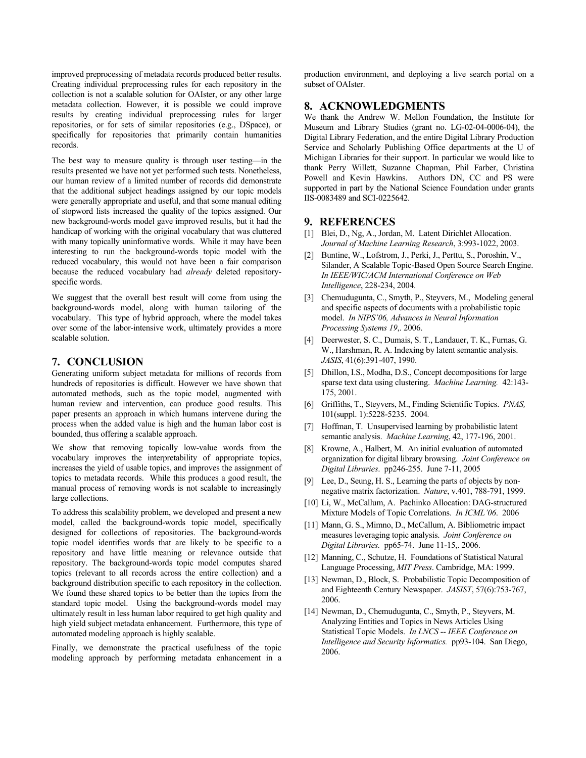improved preprocessing of metadata records produced better results. Creating individual preprocessing rules for each repository in the collection is not a scalable solution for OAIster, or any other large metadata collection. However, it is possible we could improve results by creating individual preprocessing rules for larger repositories, or for sets of similar repositories (e.g., DSpace), or specifically for repositories that primarily contain humanities records.

The best way to measure quality is through user testing—in the results presented we have not yet performed such tests. Nonetheless, our human review of a limited number of records did demonstrate that the additional subject headings assigned by our topic models were generally appropriate and useful, and that some manual editing of stopword lists increased the quality of the topics assigned. Our new background-words model gave improved results, but it had the handicap of working with the original vocabulary that was cluttered with many topically uninformative words. While it may have been interesting to run the background-words topic model with the reduced vocabulary, this would not have been a fair comparison because the reduced vocabulary had *already* deleted repository-specific words.

We suggest that the overall best result will come from using the background-words model, along with human tailoring of the vocabulary. This type of hybrid approach, where the model takes over some of the labor-intensive work, ultimately provides a more scalable solution.

## 7. CONCLUSION

Generating uniform subject metadata for millions of records from hundreds of repositories is difficult. However we have shown that automated methods, such as the topic model, augmented with human review and intervention, can produce good results. This paper presents an approach in which humans intervene during the process when the added value is high and the human labor cost is bounded, thus offering a scalable approach.

We show that removing topically low-value words from the vocabulary improves the interpretability of appropriate topics, increases the yield of usable topics, and improves the assignment of topics to metadata records. While this produces a good result, the manual process of removing words is not scalable to increasingly large collections.

To address this scalability problem, we developed and present a new model, called the background-words topic model, specifically designed for collections of repositories. The background-words topic model identifies words that are likely to be specific to a repository and have little meaning or relevance outside that repository. The background-words topic model computes shared topics (relevant to all records across the entire collection) and a background distribution specific to each repository in the collection. We found these shared topics to be better than the topics from the standard topic model. Using the background-words model may ultimately result in less human labor required to get high quality and high yield subject metadata enhancement. Furthermore, this type of automated modeling approach is highly scalable.

Finally, we demonstrate the practical usefulness of the topic modeling approach by performing metadata enhancement in a production environment, and deploying a live search portal on a subset of OAIster.

## 8. ACKNOWLEDGMENTS

We thank the Andrew W. Mellon Foundation, the Institute for Museum and Library Studies (grant no. LG-02-04-0006-04), the Digital Library Federation, and the entire Digital Library Production Service and Scholarly Publishing Office departments at the U of Michigan Libraries for their support. In particular we would like to thank Perry Willett, Suzanne Chapman, Phil Farber, Christina Powell and Kevin Hawkins. Authors DN, CC and PS were supported in part by the National Science Foundation under grants IIS-0083489 and SCI-0225642.

## 9. REFERENCES

[1] Blei, D., Ng, A., Jordan, M. Latent Dirichlet Allocation. *Journal of Machine Learning Research*, 3:993-1022, 2003.

[2] Buntine, W., Lofstrom, J., Perki, J., Perttu, S., Poroshin, V., Silander, A Scalable Topic-Based Open Source Search Engine. *In IEEE/WIC/ACM International Conference on Web Intelligence*, 228-234, 2004.

[3] Chemudugunta, C., Smyth, P., Steyvers, M., Modeling general and specific aspects of documents with a probabilistic topic model. *In NIPS'06, Advances in Neural Information Processing Systems 19*,. 2006.

[4] Deerwester, S. C., Dumais, S. T., Landauer, T. K., Furnas, G. W., Harshman, R. A. Indexing by latent semantic analysis. *JASIS*, 41(6):391-407, 1990.

[5] Dhillon, I.S., Modha, D.S., Concept decompositions for large sparse text data using clustering. *Machine Learning.* 42:143-175, 2001.

[6] Griffiths, T., Steyvers, M., Finding Scientific Topics. *PNAS,* 101(suppl. 1):5228-5235. 2004*.*

[7] Hoffman, T. Unsupervised learning by probabilistic latent semantic analysis. *Machine Learning*, 42, 177-196, 2001.

[8] Krowne, A., Halbert, M. An initial evaluation of automated organization for digital library browsing. *Joint Conference on Digital Libraries*. pp246-255. June 7-11, 2005

[9] Lee, D., Seung, H. S., Learning the parts of objects by non-negative matrix factorization. *Nature*, v.401, 788-791, 1999.

[10] Li, W., McCallum, A. Pachinko Allocation: DAG-structured Mixture Models of Topic Correlations. *In ICML'06*. 2006

[11] Mann, G. S., Mimno, D., McCallum, A. Bibliometric impact measures leveraging topic analysis. *Joint Conference on Digital Libraries.* pp65-74. June 11-15,. 2006.

[12] Manning, C., Schutze, H. Foundations of Statistical Natural Language Processing, *MIT Press*. Cambridge, MA: 1999.

[13] Newman, D., Block, S. Probabilistic Topic Decomposition of and Eighteenth Century Newspaper. *JASIST*, 57(6):753-767, 2006.

[14] Newman, D., Chemudugunta, C., Smyth, P., Steyvers, M. Analyzing Entities and Topics in News Articles Using Statistical Topic Models. *In LNCS -- IEEE Conference on Intelligence and Security Informatics.* pp93-104. San Diego, 2006.